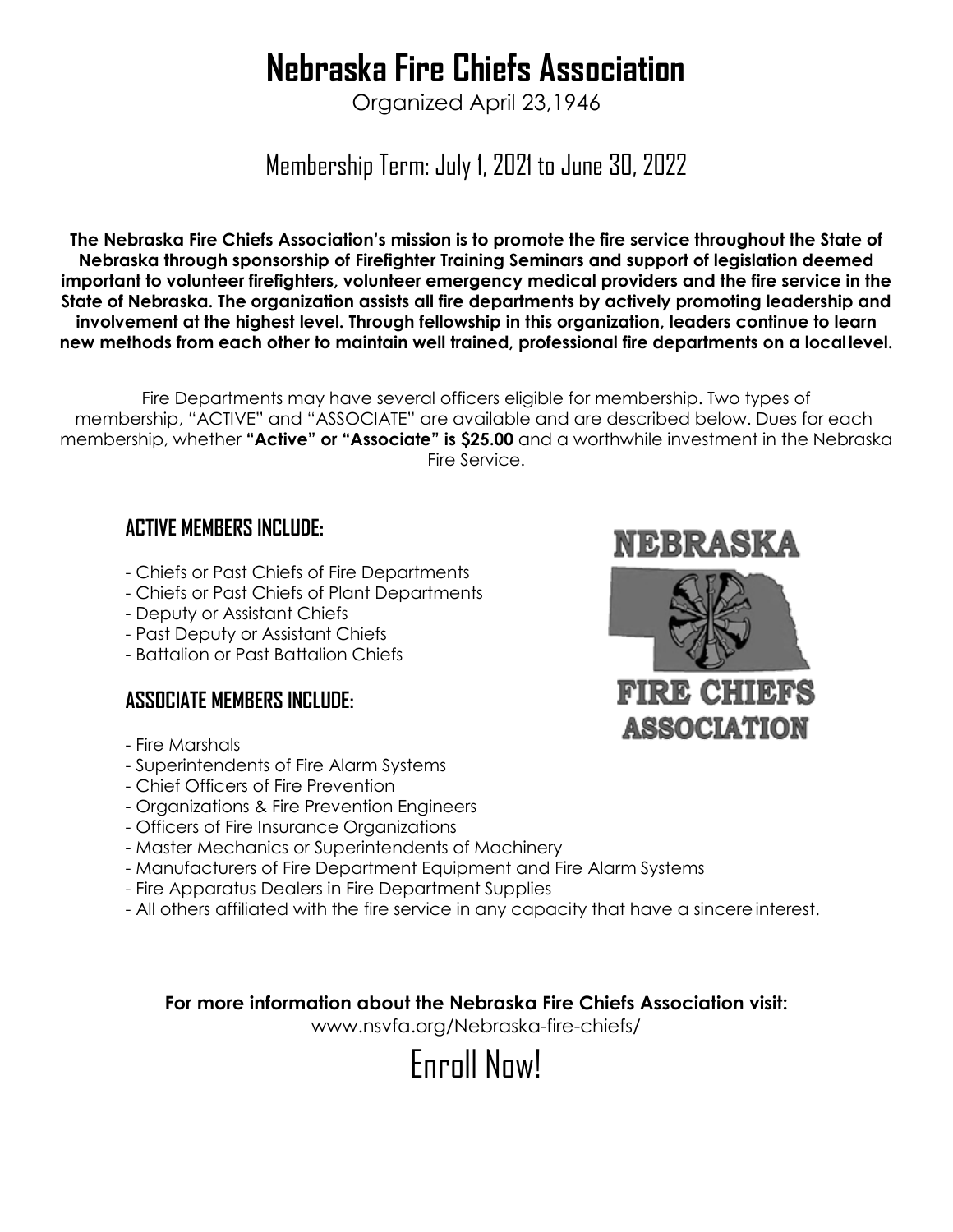# Nebraska Fire Chiefs Association

Organized April 23,1946

## Membership Term: July 1, 2021 to June 30, 2022

**The Nebraska Fire Chiefs Association's mission is to promote the fire service throughout the State of Nebraska through sponsorship of Firefighter Training Seminars and support of legislation deemed important to volunteer firefighters, volunteer emergency medical providers and the fire service in the State of Nebraska. The organization assists all fire departments by actively promoting leadership and involvement at the highest level. Through fellowship in this organization, leaders continue to learn new methods from each other to maintain well trained, professional fire departments on a local level.**

Fire Departments may have several officers eligible for membership. Two types of membership, "ACTIVE" and "ASSOCIATE" are available and are described below. Dues for each membership, whether **"Active" or "Associate" is $25.00** and a worthwhile investment in the Nebraska Fire Service.

### ACTIVE MEMBERS INCLUDE:

- Chiefs or Past Chiefs of Fire Departments
- Chiefs or Past Chiefs of Plant Departments
- Deputy or Assistant Chiefs
- Past Deputy or Assistant Chiefs
- Battalion or Past Battalion Chiefs

### ASSOCIATE MEMBERS INCLUDE:

- Fire Marshals
- Superintendents of Fire Alarm Systems
- Chief Officers of Fire Prevention
- Organizations & Fire Prevention Engineers
- Officers of Fire Insurance Organizations
- Master Mechanics or Superintendents of Machinery
- Manufacturers of Fire Department Equipment and Fire Alarm Systems
- Fire Apparatus Dealers in Fire Department Supplies
- All others affiliated with the fire service in any capacity that have a sincere interest.

NEBRASKA FIRE CHIEFS ASSOCIATION

**For more information about the Nebraska Fire Chiefs Association visit:**

www.nsvfa.org/Nebraska-fire-chiefs/

## Enroll Now!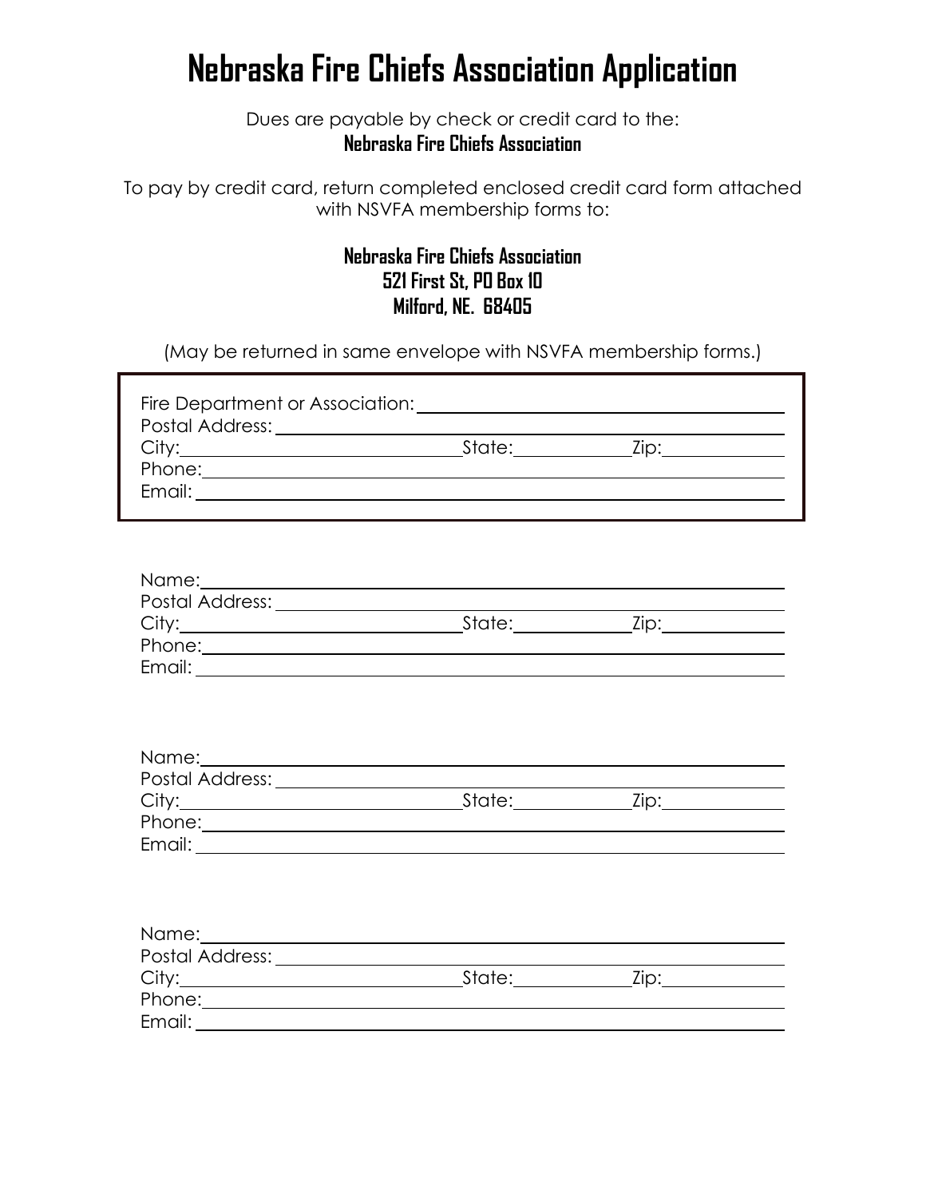# Nebraska Fire Chiefs Association Application

Dues are payable by check or credit card to the:
**Nebraska Fire Chiefs Association**

To pay by credit card, return completed enclosed credit card form attached with NSVFA membership forms to:

**Nebraska Fire Chiefs Association**
**521 First St, PO Box 10**
**Milford, NE. 68405**

(May be returned in same envelope with NSVFA membership forms.)

Fire Department or Association: \_\_\_\_\_\_\_\_\_\_\_\_\_\_\_\_\_\_\_\_\_\_\_\_\_\_\_\_
Postal Address: \_\_\_\_\_\_\_\_\_\_\_\_\_\_\_\_\_\_\_\_\_\_\_\_\_\_\_\_
City: \_\_\_\_\_\_\_\_\_\_\_\_\_\_ State: \_\_\_\_\_\_\_\_ Zip: \_\_\_\_\_\_\_\_
Phone: \_\_\_\_\_\_\_\_\_\_\_\_\_\_\_\_\_\_\_\_\_\_\_\_\_\_\_\_
Email: \_\_\_\_\_\_\_\_\_\_\_\_\_\_\_\_\_\_\_\_\_\_\_\_\_\_\_\_

Name: \_\_\_\_\_\_\_\_\_\_\_\_\_\_\_\_\_\_\_\_\_\_\_\_\_\_\_\_
Postal Address: \_\_\_\_\_\_\_\_\_\_\_\_\_\_\_\_\_\_\_\_\_\_\_\_\_\_\_\_
City: \_\_\_\_\_\_\_\_\_\_\_\_\_\_ State: \_\_\_\_\_\_\_\_ Zip: \_\_\_\_\_\_\_\_
Phone: \_\_\_\_\_\_\_\_\_\_\_\_\_\_\_\_\_\_\_\_\_\_\_\_\_\_\_\_
Email: \_\_\_\_\_\_\_\_\_\_\_\_\_\_\_\_\_\_\_\_\_\_\_\_\_\_\_\_

Name: \_\_\_\_\_\_\_\_\_\_\_\_\_\_\_\_\_\_\_\_\_\_\_\_\_\_\_\_
Postal Address: \_\_\_\_\_\_\_\_\_\_\_\_\_\_\_\_\_\_\_\_\_\_\_\_\_\_\_\_
City: \_\_\_\_\_\_\_\_\_\_\_\_\_\_ State: \_\_\_\_\_\_\_\_ Zip: \_\_\_\_\_\_\_\_
Phone: \_\_\_\_\_\_\_\_\_\_\_\_\_\_\_\_\_\_\_\_\_\_\_\_\_\_\_\_
Email: \_\_\_\_\_\_\_\_\_\_\_\_\_\_\_\_\_\_\_\_\_\_\_\_\_\_\_\_

Name: \_\_\_\_\_\_\_\_\_\_\_\_\_\_\_\_\_\_\_\_\_\_\_\_\_\_\_\_
Postal Address: \_\_\_\_\_\_\_\_\_\_\_\_\_\_\_\_\_\_\_\_\_\_\_\_\_\_\_\_
City: \_\_\_\_\_\_\_\_\_\_\_\_\_\_ State: \_\_\_\_\_\_\_\_ Zip: \_\_\_\_\_\_\_\_
Phone: \_\_\_\_\_\_\_\_\_\_\_\_\_\_\_\_\_\_\_\_\_\_\_\_\_\_\_\_
Email: \_\_\_\_\_\_\_\_\_\_\_\_\_\_\_\_\_\_\_\_\_\_\_\_\_\_\_\_